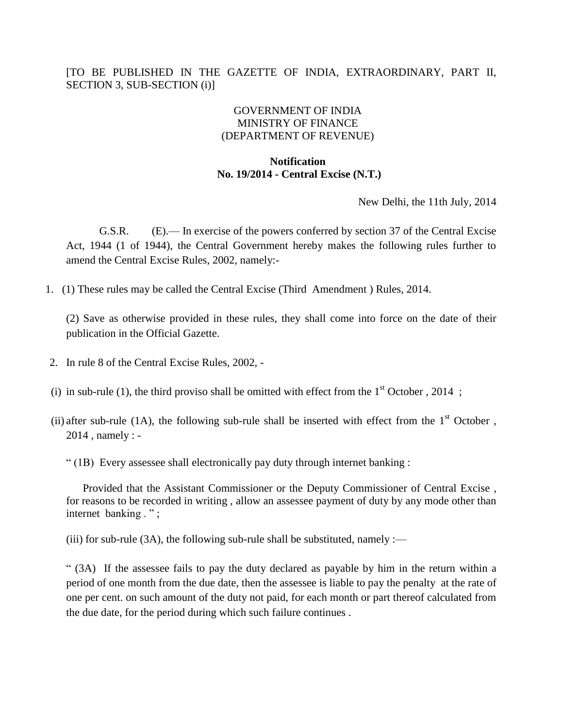[TO BE PUBLISHED IN THE GAZETTE OF INDIA, EXTRAORDINARY, PART II, SECTION 3, SUB-SECTION (i)]

GOVERNMENT OF INDIA
MINISTRY OF FINANCE
(DEPARTMENT OF REVENUE)

**Notification**
**No. 19/2014 - Central Excise (N.T.)**

New Delhi, the 11th July, 2014

G.S.R. (E).— In exercise of the powers conferred by section 37 of the Central Excise Act, 1944 (1 of 1944), the Central Government hereby makes the following rules further to amend the Central Excise Rules, 2002, namely:-

1. (1) These rules may be called the Central Excise (Third Amendment ) Rules, 2014.

   (2) Save as otherwise provided in these rules, they shall come into force on the date of their publication in the Official Gazette.

2. In rule 8 of the Central Excise Rules, 2002, -

(i) in sub-rule (1), the third proviso shall be omitted with effect from the 1st October , 2014 ;

(ii) after sub-rule (1A), the following sub-rule shall be inserted with effect from the 1st October , 2014 , namely : -

" (1B) Every assessee shall electronically pay duty through internet banking :

Provided that the Assistant Commissioner or the Deputy Commissioner of Central Excise , for reasons to be recorded in writing , allow an assessee payment of duty by any mode other than internet banking . " ;

(iii) for sub-rule (3A), the following sub-rule shall be substituted, namely :—

" (3A) If the assessee fails to pay the duty declared as payable by him in the return within a period of one month from the due date, then the assessee is liable to pay the penalty at the rate of one per cent. on such amount of the duty not paid, for each month or part thereof calculated from the due date, for the period during which such failure continues .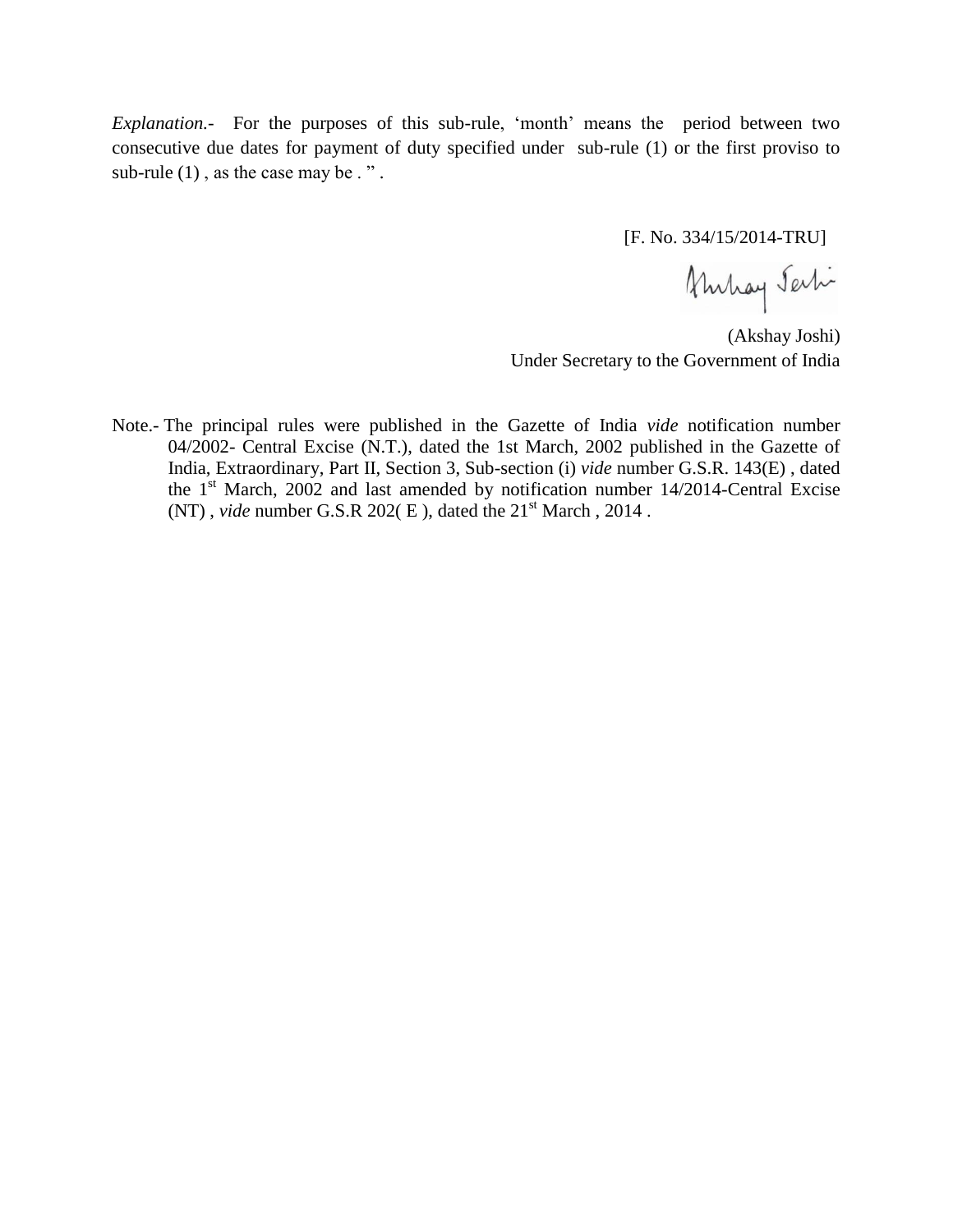*Explanation.*- For the purposes of this sub-rule, 'month' means the period between two consecutive due dates for payment of duty specified under sub-rule (1) or the first proviso to sub-rule (1) , as the case may be . " .

[F. No. 334/15/2014-TRU]

(Akshay Joshi)
Under Secretary to the Government of India

Note.- The principal rules were published in the Gazette of India *vide* notification number 04/2002- Central Excise (N.T.), dated the 1st March, 2002 published in the Gazette of India, Extraordinary, Part II, Section 3, Sub-section (i) *vide* number G.S.R. 143(E) , dated the 1st March, 2002 and last amended by notification number 14/2014-Central Excise (NT) , *vide* number G.S.R 202( E ), dated the 21st March , 2014 .